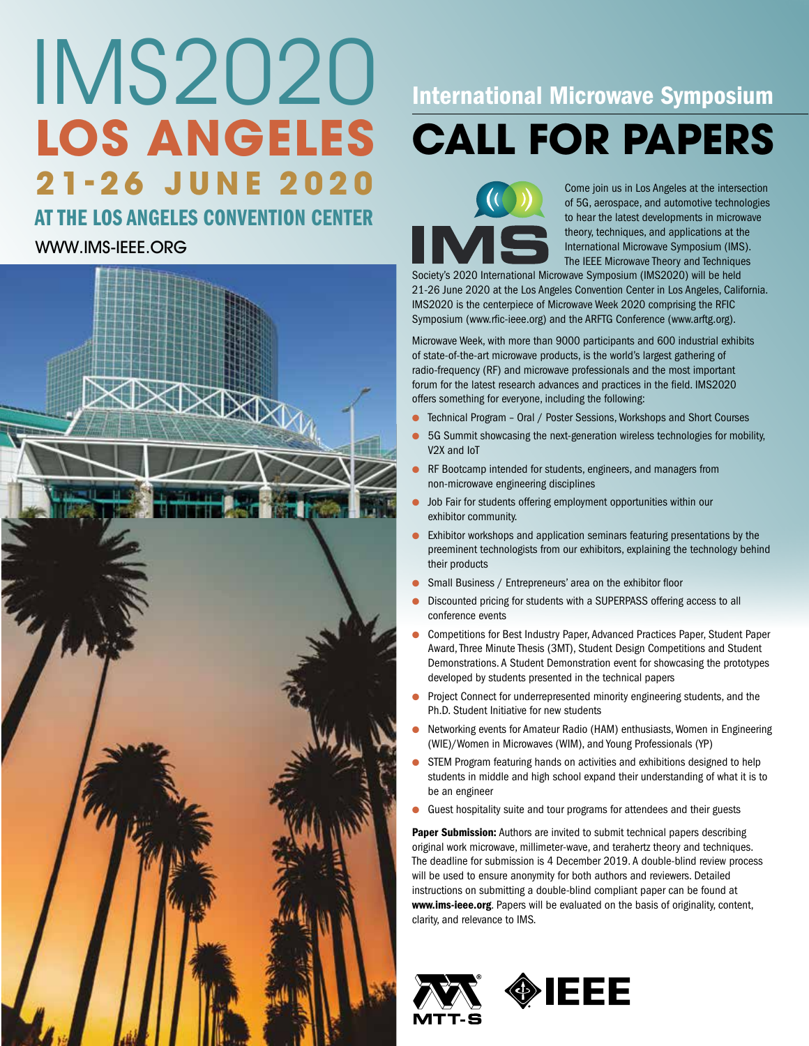# IMS2020

## LOS ANGELES

## 21-26 JUNE 2020

### AT THE LOS ANGELES CONVENTION CENTER

WWW.IMS-IEEE.ORG

## International Microwave Symposium

# CALL FOR PAPERS

Come join us in Los Angeles at the intersection of 5G, aerospace, and automotive technologies to hear the latest developments in microwave theory, techniques, and applications at the International Microwave Symposium (IMS). The IEEE Microwave Theory and Techniques Society's 2020 International Microwave Symposium (IMS2020) will be held 21-26 June 2020 at the Los Angeles Convention Center in Los Angeles, California. IMS2020 is the centerpiece of Microwave Week 2020 comprising the RFIC Symposium (www.rfic-ieee.org) and the ARFTG Conference (www.arftg.org).

Microwave Week, with more than 9000 participants and 600 industrial exhibits of state-of-the-art microwave products, is the world's largest gathering of radio-frequency (RF) and microwave professionals and the most important forum for the latest research advances and practices in the field. IMS2020 offers something for everyone, including the following:

- Technical Program – Oral / Poster Sessions, Workshops and Short Courses
- 5G Summit showcasing the next-generation wireless technologies for mobility, V2X and IoT
- RF Bootcamp intended for students, engineers, and managers from non-microwave engineering disciplines
- Job Fair for students offering employment opportunities within our exhibitor community.
- Exhibitor workshops and application seminars featuring presentations by the preeminent technologists from our exhibitors, explaining the technology behind their products
- Small Business / Entrepreneurs' area on the exhibitor floor
- Discounted pricing for students with a SUPERPASS offering access to all conference events
- Competitions for Best Industry Paper, Advanced Practices Paper, Student Paper Award, Three Minute Thesis (3MT), Student Design Competitions and Student Demonstrations. A Student Demonstration event for showcasing the prototypes developed by students presented in the technical papers
- Project Connect for underrepresented minority engineering students, and the Ph.D. Student Initiative for new students
- Networking events for Amateur Radio (HAM) enthusiasts, Women in Engineering (WIE)/Women in Microwaves (WIM), and Young Professionals (YP)
- STEM Program featuring hands on activities and exhibitions designed to help students in middle and high school expand their understanding of what it is to be an engineer
- Guest hospitality suite and tour programs for attendees and their guests

**Paper Submission:** Authors are invited to submit technical papers describing original work microwave, millimeter-wave, and terahertz theory and techniques. The deadline for submission is 4 December 2019. A double-blind review process will be used to ensure anonymity for both authors and reviewers. Detailed instructions on submitting a double-blind compliant paper can be found at **www.ims-ieee.org**. Papers will be evaluated on the basis of originality, content, clarity, and relevance to IMS.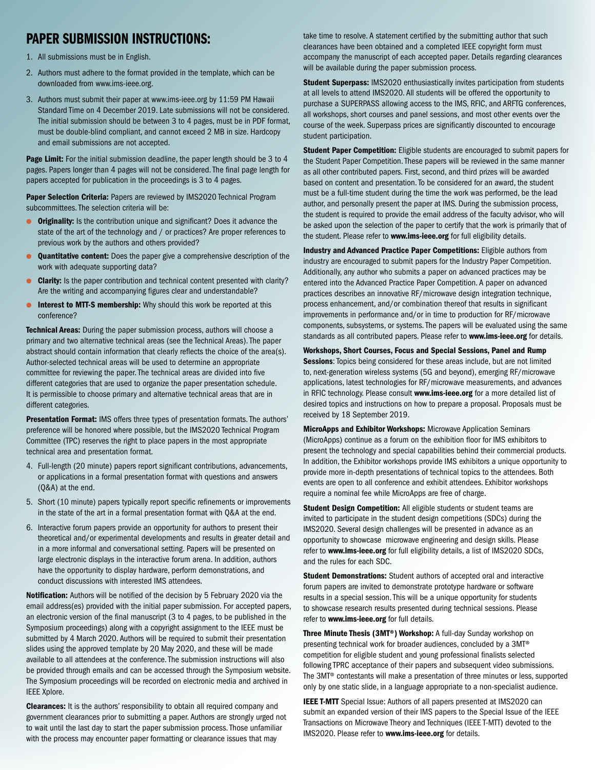## PAPER SUBMISSION INSTRUCTIONS:

1. All submissions must be in English.
2. Authors must adhere to the format provided in the template, which can be downloaded from www.ims-ieee.org.
3. Authors must submit their paper at www.ims-ieee.org by 11:59 PM Hawaii Standard Time on 4 December 2019. Late submissions will not be considered. The initial submission should be between 3 to 4 pages, must be in PDF format, must be double-blind compliant, and cannot exceed 2 MB in size. Hardcopy and email submissions are not accepted.

**Page Limit:** For the initial submission deadline, the paper length should be 3 to 4 pages. Papers longer than 4 pages will not be considered. The final page length for papers accepted for publication in the proceedings is 3 to 4 pages.

**Paper Selection Criteria:** Papers are reviewed by IMS2020 Technical Program subcommittees. The selection criteria will be:

- **Originality:** Is the contribution unique and significant? Does it advance the state of the art of the technology and / or practices? Are proper references to previous work by the authors and others provided?
- **Quantitative content:** Does the paper give a comprehensive description of the work with adequate supporting data?
- **Clarity:** Is the paper contribution and technical content presented with clarity? Are the writing and accompanying figures clear and understandable?
- **Interest to MTT-S membership:** Why should this work be reported at this conference?

**Technical Areas:** During the paper submission process, authors will choose a primary and two alternative technical areas (see the Technical Areas). The paper abstract should contain information that clearly reflects the choice of the area(s). Author-selected technical areas will be used to determine an appropriate committee for reviewing the paper. The technical areas are divided into five different categories that are used to organize the paper presentation schedule. It is permissible to choose primary and alternative technical areas that are in different categories.

**Presentation Format:** IMS offers three types of presentation formats. The authors' preference will be honored where possible, but the IMS2020 Technical Program Committee (TPC) reserves the right to place papers in the most appropriate technical area and presentation format.

4. Full-length (20 minute) papers report significant contributions, advancements, or applications in a formal presentation format with questions and answers (Q&A) at the end.
5. Short (10 minute) papers typically report specific refinements or improvements in the state of the art in a formal presentation format with Q&A at the end.
6. Interactive forum papers provide an opportunity for authors to present their theoretical and/or experimental developments and results in greater detail and in a more informal and conversational setting. Papers will be presented on large electronic displays in the interactive forum arena. In addition, authors have the opportunity to display hardware, perform demonstrations, and conduct discussions with interested IMS attendees.

**Notification:** Authors will be notified of the decision by 5 February 2020 via the email address(es) provided with the initial paper submission. For accepted papers, an electronic version of the final manuscript (3 to 4 pages, to be published in the Symposium proceedings) along with a copyright assignment to the IEEE must be submitted by 4 March 2020. Authors will be required to submit their presentation slides using the approved template by 20 May 2020, and these will be made available to all attendees at the conference. The submission instructions will also be provided through emails and can be accessed through the Symposium website. The Symposium proceedings will be recorded on electronic media and archived in IEEE Xplore.

**Clearances:** It is the authors' responsibility to obtain all required company and government clearances prior to submitting a paper. Authors are strongly urged not to wait until the last day to start the paper submission process. Those unfamiliar with the process may encounter paper formatting or clearance issues that may take time to resolve. A statement certified by the submitting author that such clearances have been obtained and a completed IEEE copyright form must accompany the manuscript of each accepted paper. Details regarding clearances will be available during the paper submission process.

**Student Superpass:** IMS2020 enthusiastically invites participation from students at all levels to attend IMS2020. All students will be offered the opportunity to purchase a SUPERPASS allowing access to the IMS, RFIC, and ARFTG conferences, all workshops, short courses and panel sessions, and most other events over the course of the week. Superpass prices are significantly discounted to encourage student participation.

**Student Paper Competition:** Eligible students are encouraged to submit papers for the Student Paper Competition. These papers will be reviewed in the same manner as all other contributed papers. First, second, and third prizes will be awarded based on content and presentation. To be considered for an award, the student must be a full-time student during the time the work was performed, be the lead author, and personally present the paper at IMS. During the submission process, the student is required to provide the email address of the faculty advisor, who will be asked upon the selection of the paper to certify that the work is primarily that of the student. Please refer to **www.ims-ieee.org** for full eligibility details.

**Industry and Advanced Practice Paper Competitions:** Eligible authors from industry are encouraged to submit papers for the Industry Paper Competition. Additionally, any author who submits a paper on advanced practices may be entered into the Advanced Practice Paper Competition. A paper on advanced practices describes an innovative RF/microwave design integration technique, process enhancement, and/or combination thereof that results in significant improvements in performance and/or in time to production for RF/microwave components, subsystems, or systems. The papers will be evaluated using the same standards as all contributed papers. Please refer to **www.ims-ieee.org** for details.

**Workshops, Short Courses, Focus and Special Sessions, Panel and Rump Sessions**: Topics being considered for these areas include, but are not limited to, next-generation wireless systems (5G and beyond), emerging RF/microwave applications, latest technologies for RF/microwave measurements, and advances in RFIC technology. Please consult **www.ims-ieee.org** for a more detailed list of desired topics and instructions on how to prepare a proposal. Proposals must be received by 18 September 2019.

**MicroApps and Exhibitor Workshops:** Microwave Application Seminars (MicroApps) continue as a forum on the exhibition floor for IMS exhibitors to present the technology and special capabilities behind their commercial products. In addition, the Exhibitor workshops provide IMS exhibitors a unique opportunity to provide more in-depth presentations of technical topics to the attendees. Both events are open to all conference and exhibit attendees. Exhibitor workshops require a nominal fee while MicroApps are free of charge.

**Student Design Competition:** All eligible students or student teams are invited to participate in the student design competitions (SDCs) during the IMS2020. Several design challenges will be presented in advance as an opportunity to showcase microwave engineering and design skills. Please refer to **www.ims-ieee.org** for full eligibility details, a list of IMS2020 SDCs, and the rules for each SDC.

**Student Demonstrations:** Student authors of accepted oral and interactive forum papers are invited to demonstrate prototype hardware or software results in a special session. This will be a unique opportunity for students to showcase research results presented during technical sessions. Please refer to **www.ims-ieee.org** for full details.

**Three Minute Thesis (3MT®) Workshop:** A full-day Sunday workshop on presenting technical work for broader audiences, concluded by a 3MT® competition for eligible student and young professional finalists selected following TPRC acceptance of their papers and subsequent video submissions. The 3MT® contestants will make a presentation of three minutes or less, supported only by one static slide, in a language appropriate to a non-specialist audience.

**IEEE T-MTT** Special Issue: Authors of all papers presented at IMS2020 can submit an expanded version of their IMS papers to the Special Issue of the IEEE Transactions on Microwave Theory and Techniques (IEEE T-MTT) devoted to the IMS2020. Please refer to **www.ims-ieee.org** for details.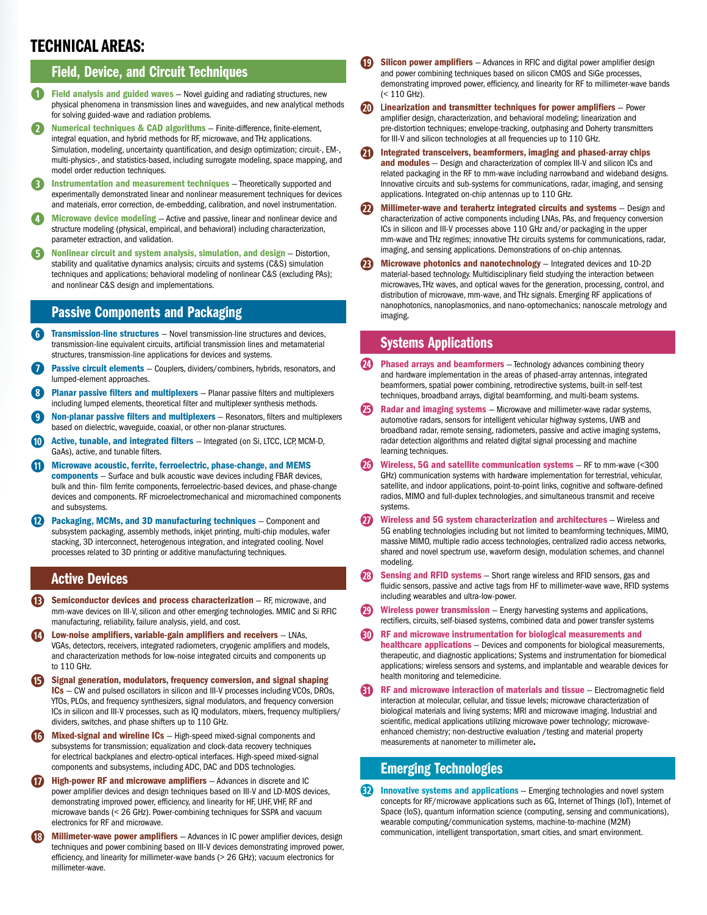# TECHNICAL AREAS:

## Field, Device, and Circuit Techniques

1. **Field analysis and guided waves** – Novel guiding and radiating structures, new physical phenomena in transmission lines and waveguides, and new analytical methods for solving guided-wave and radiation problems.
2. **Numerical techniques & CAD algorithms** – Finite-difference, finite-element, integral equation, and hybrid methods for RF, microwave, and THz applications. Simulation, modeling, uncertainty quantification, and design optimization; circuit-, EM-, multi-physics-, and statistics-based, including surrogate modeling, space mapping, and model order reduction techniques.
3. **Instrumentation and measurement techniques** – Theoretically supported and experimentally demonstrated linear and nonlinear measurement techniques for devices and materials, error correction, de-embedding, calibration, and novel instrumentation.
4. **Microwave device modeling** – Active and passive, linear and nonlinear device and structure modeling (physical, empirical, and behavioral) including characterization, parameter extraction, and validation.
5. **Nonlinear circuit and system analysis, simulation, and design** – Distortion, stability and qualitative dynamics analysis; circuits and systems (C&S) simulation techniques and applications; behavioral modeling of nonlinear C&S (excluding PAs); and nonlinear C&S design and implementations.

## Passive Components and Packaging

6. **Transmission-line structures** – Novel transmission-line structures and devices, transmission-line equivalent circuits, artificial transmission lines and metamaterial structures, transmission-line applications for devices and systems.
7. **Passive circuit elements** – Couplers, dividers/combiners, hybrids, resonators, and lumped-element approaches.
8. **Planar passive filters and multiplexers** – Planar passive filters and multiplexers including lumped elements, theoretical filter and multiplexer synthesis methods.
9. **Non-planar passive filters and multiplexers** – Resonators, filters and multiplexers based on dielectric, waveguide, coaxial, or other non-planar structures.
10. **Active, tunable, and integrated filters** – Integrated (on Si, LTCC, LCP, MCM-D, GaAs), active, and tunable filters.
11. **Microwave acoustic, ferrite, ferroelectric, phase-change, and MEMS components** – Surface and bulk acoustic wave devices including FBAR devices, bulk and thin- film ferrite components, ferroelectric-based devices, and phase-change devices and components. RF microelectromechanical and micromachined components and subsystems.
12. **Packaging, MCMs, and 3D manufacturing techniques** – Component and subsystem packaging, assembly methods, inkjet printing, multi-chip modules, wafer stacking, 3D interconnect, heterogenous integration, and integrated cooling. Novel processes related to 3D printing or additive manufacturing techniques.

## Active Devices

13. **Semiconductor devices and process characterization** – RF, microwave, and mm-wave devices on III-V, silicon and other emerging technologies. MMIC and Si RFIC manufacturing, reliability, failure analysis, yield, and cost.
14. **Low-noise amplifiers, variable-gain amplifiers and receivers** – LNAs, VGAs, detectors, receivers, integrated radiometers, cryogenic amplifiers and models, and characterization methods for low-noise integrated circuits and components up to 110 GHz.
15. **Signal generation, modulators, frequency conversion, and signal shaping ICs** – CW and pulsed oscillators in silicon and III-V processes including VCOs, DROs, YTOs, PLOs, and frequency synthesizers, signal modulators, and frequency conversion ICs in silicon and III-V processes, such as IQ modulators, mixers, frequency multipliers/dividers, switches, and phase shifters up to 110 GHz.
16. **Mixed-signal and wireline ICs** – High-speed mixed-signal components and subsystems for transmission; equalization and clock-data recovery techniques for electrical backplanes and electro-optical interfaces. High-speed mixed-signal components and subsystems, including ADC, DAC and DDS technologies.
17. **High-power RF and microwave amplifiers** – Advances in discrete and IC power amplifier devices and design techniques based on III-V and LD-MOS devices, demonstrating improved power, efficiency, and linearity for HF, UHF, VHF, RF and microwave bands (< 26 GHz). Power-combining techniques for SSPA and vacuum electronics for RF and microwave.
18. **Millimeter-wave power amplifiers** – Advances in IC power amplifier devices, design techniques and power combining based on III-V devices demonstrating improved power, efficiency, and linearity for millimeter-wave bands (> 26 GHz); vacuum electronics for millimeter-wave.
19. **Silicon power amplifiers** – Advances in RFIC and digital power amplifier design and power combining techniques based on silicon CMOS and SiGe processes, demonstrating improved power, efficiency, and linearity for RF to millimeter-wave bands (< 110 GHz).
20. **Linearization and transmitter techniques for power amplifiers** – Power amplifier design, characterization, and behavioral modeling; linearization and pre-distortion techniques; envelope-tracking, outphasing and Doherty transmitters for III-V and silicon technologies at all frequencies up to 110 GHz.
21. **Integrated transceivers, beamformers, imaging and phased-array chips and modules** – Design and characterization of complex III-V and silicon ICs and related packaging in the RF to mm-wave including narrowband and wideband designs. Innovative circuits and sub-systems for communications, radar, imaging, and sensing applications. Integrated on-chip antennas up to 110 GHz.
22. **Millimeter-wave and terahertz integrated circuits and systems** – Design and characterization of active components including LNAs, PAs, and frequency conversion ICs in silicon and III-V processes above 110 GHz and/or packaging in the upper mm-wave and THz regimes; innovative THz circuits systems for communications, radar, imaging, and sensing applications. Demonstrations of on-chip antennas.
23. **Microwave photonics and nanotechnology** – Integrated devices and 1D-2D material-based technology. Multidisciplinary field studying the interaction between microwaves, THz waves, and optical waves for the generation, processing, control, and distribution of microwave, mm-wave, and THz signals. Emerging RF applications of nanophotonics, nanoplasmonics, and nano-optomechanics; nanoscale metrology and imaging.

## Systems Applications

24. **Phased arrays and beamformers** – Technology advances combining theory and hardware implementation in the areas of phased-array antennas, integrated beamformers, spatial power combining, retrodirective systems, built-in self-test techniques, broadband arrays, digital beamforming, and multi-beam systems.
25. **Radar and imaging systems** – Microwave and millimeter-wave radar systems, automotive radars, sensors for intelligent vehicular highway systems, UWB and broadband radar, remote sensing, radiometers, passive and active imaging systems, radar detection algorithms and related digital signal processing and machine learning techniques.
26. **Wireless, 5G and satellite communication systems** – RF to mm-wave (<300 GHz) communication systems with hardware implementation for terrestrial, vehicular, satellite, and indoor applications, point-to-point links, cognitive and software-defined radios, MIMO and full-duplex technologies, and simultaneous transmit and receive systems.
27. **Wireless and 5G system characterization and architectures** – Wireless and 5G enabling technologies including but not limited to beamforming techniques, MIMO, massive MIMO, multiple radio access technologies, centralized radio access networks, shared and novel spectrum use, waveform design, modulation schemes, and channel modeling.
28. **Sensing and RFID systems** – Short range wireless and RFID sensors, gas and fluidic sensors, passive and active tags from HF to millimeter-wave wave, RFID systems including wearables and ultra-low-power.
29. **Wireless power transmission** – Energy harvesting systems and applications, rectifiers, circuits, self-biased systems, combined data and power transfer systems
30. **RF and microwave instrumentation for biological measurements and healthcare applications** – Devices and components for biological measurements, therapeutic, and diagnostic applications; Systems and instrumentation for biomedical applications; wireless sensors and systems, and implantable and wearable devices for health monitoring and telemedicine.
31. **RF and microwave interaction of materials and tissue** – Electromagnetic field interaction at molecular, cellular, and tissue levels; microwave characterization of biological materials and living systems; MRI and microwave imaging. Industrial and scientific, medical applications utilizing microwave power technology; microwave-enhanced chemistry; non-destructive evaluation /testing and material property measurements at nanometer to millimeter ale.

## Emerging Technologies

32. **Innovative systems and applications** – Emerging technologies and novel system concepts for RF/microwave applications such as 6G, Internet of Things (IoT), Internet of Space (IoS), quantum information science (computing, sensing and communications), wearable computing/communication systems, machine-to-machine (M2M) communication, intelligent transportation, smart cities, and smart environment.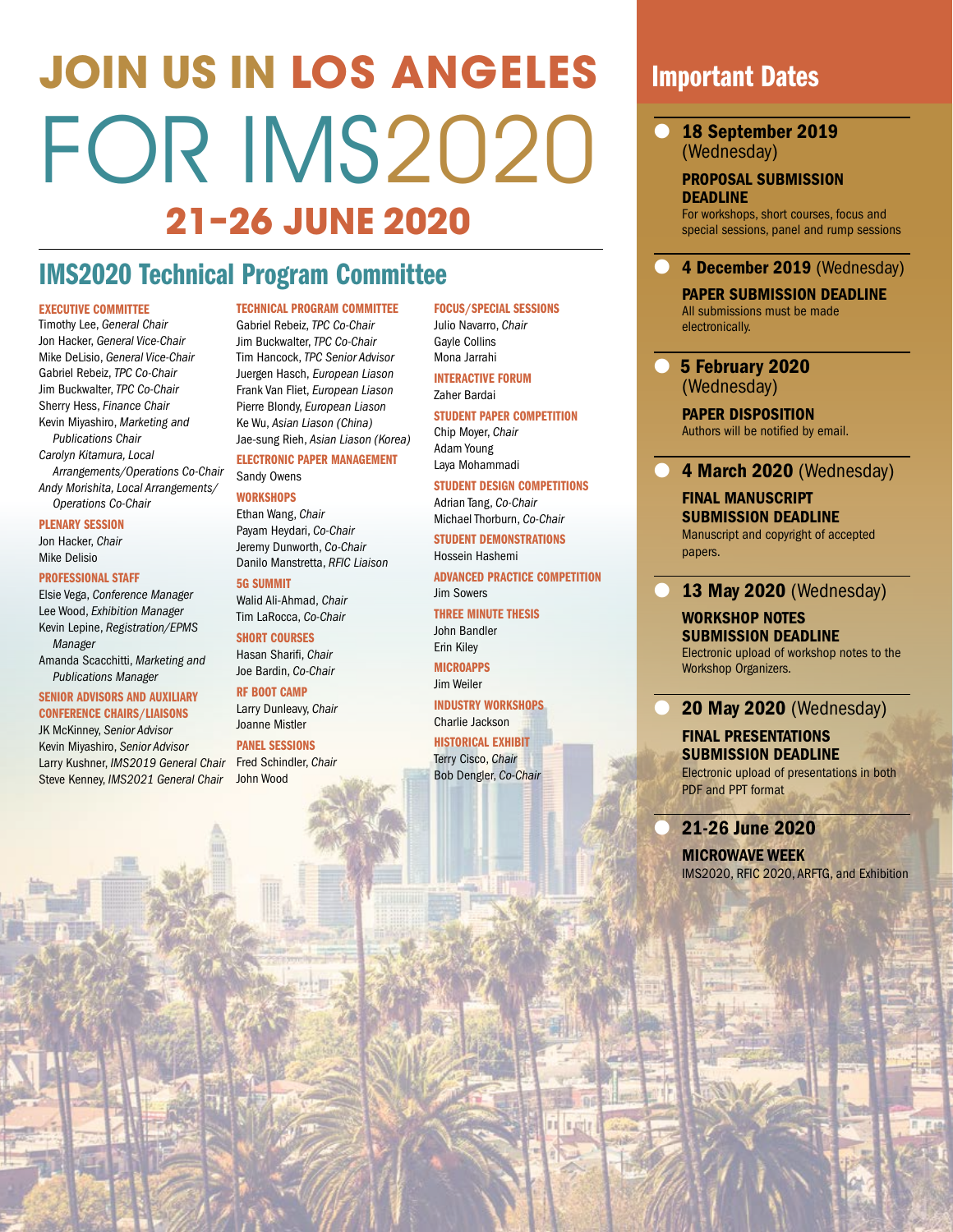# JOIN US IN LOS ANGELES FOR IMS2020

## 21–26 JUNE 2020

## IMS2020 Technical Program Committee

**EXECUTIVE COMMITTEE**
Timothy Lee, *General Chair*
Jon Hacker, *General Vice-Chair*
Mike DeLisio, *General Vice-Chair*
Gabriel Rebeiz, *TPC Co-Chair*
Jim Buckwalter, *TPC Co-Chair*
Sherry Hess, *Finance Chair*
Kevin Miyashiro, *Marketing and Publications Chair*
*Carolyn Kitamura, Local Arrangements/Operations Co-Chair*
*Andy Morishita, Local Arrangements/ Operations Co-Chair*

**PLENARY SESSION**
Jon Hacker, *Chair*
Mike Delisio

**PROFESSIONAL STAFF**
Elsie Vega, *Conference Manager*
Lee Wood, *Exhibition Manager*
Kevin Lepine, *Registration/EPMS Manager*
Amanda Scacchitti, *Marketing and Publications Manager*

**SENIOR ADVISORS AND AUXILIARY CONFERENCE CHAIRS/LIAISONS**
JK McKinney, *Senior Advisor*
Kevin Miyashiro, *Senior Advisor*
Larry Kushner, *IMS2019 General Chair*
Steve Kenney, *IMS2021 General Chair*

**TECHNICAL PROGRAM COMMITTEE**
Gabriel Rebeiz, *TPC Co-Chair*
Jim Buckwalter, *TPC Co-Chair*
Tim Hancock, *TPC Senior Advisor*
Juergen Hasch, *European Liason*
Frank Van Fliet, *European Liason*
Pierre Blondy, *European Liason*
Ke Wu, *Asian Liason (China)*
Jae-sung Rieh, *Asian Liason (Korea)*

**ELECTRONIC PAPER MANAGEMENT**
Sandy Owens

**WORKSHOPS**
Ethan Wang, *Chair*
Payam Heydari, *Co-Chair*
Jeremy Dunworth, *Co-Chair*
Danilo Manstretta, *RFIC Liaison*

**5G SUMMIT**
Walid Ali-Ahmad, *Chair*
Tim LaRocca, *Co-Chair*

**SHORT COURSES**
Hasan Sharifi, *Chair*
Joe Bardin, *Co-Chair*

**RF BOOT CAMP**
Larry Dunleavy, *Chair*
Joanne Mistler

**PANEL SESSIONS**
Fred Schindler, *Chair*
John Wood

**FOCUS/SPECIAL SESSIONS**
Julio Navarro, *Chair*
Gayle Collins
Mona Jarrahi

**INTERACTIVE FORUM**
Zaher Bardai

**STUDENT PAPER COMPETITION**
Chip Moyer, *Chair*
Adam Young
Laya Mohammadi

**STUDENT DESIGN COMPETITIONS**
Adrian Tang, *Co-Chair*
Michael Thorburn, *Co-Chair*

**STUDENT DEMONSTRATIONS**
Hossein Hashemi

**ADVANCED PRACTICE COMPETITION**
Jim Sowers

**THREE MINUTE THESIS**
John Bandler
Erin Kiley

**MICROAPPS**
Jim Weiler

**INDUSTRY WORKSHOPS**
Charlie Jackson

**HISTORICAL EXHIBIT**
Terry Cisco, *Chair*
Bob Dengler, *Co-Chair*

## Important Dates

**18 September 2019** (Wednesday)
**PROPOSAL SUBMISSION DEADLINE**
For workshops, short courses, focus and special sessions, panel and rump sessions

**4 December 2019** (Wednesday)
**PAPER SUBMISSION DEADLINE**
All submissions must be made electronically.

**5 February 2020** (Wednesday)
**PAPER DISPOSITION**
Authors will be notified by email.

**4 March 2020** (Wednesday)
**FINAL MANUSCRIPT SUBMISSION DEADLINE**
Manuscript and copyright of accepted papers.

**13 May 2020** (Wednesday)
**WORKSHOP NOTES SUBMISSION DEADLINE**
Electronic upload of workshop notes to the Workshop Organizers.

**20 May 2020** (Wednesday)
**FINAL PRESENTATIONS SUBMISSION DEADLINE**
Electronic upload of presentations in both PDF and PPT format

**21-26 June 2020**
**MICROWAVE WEEK**
IMS2020, RFIC 2020, ARFTG, and Exhibition